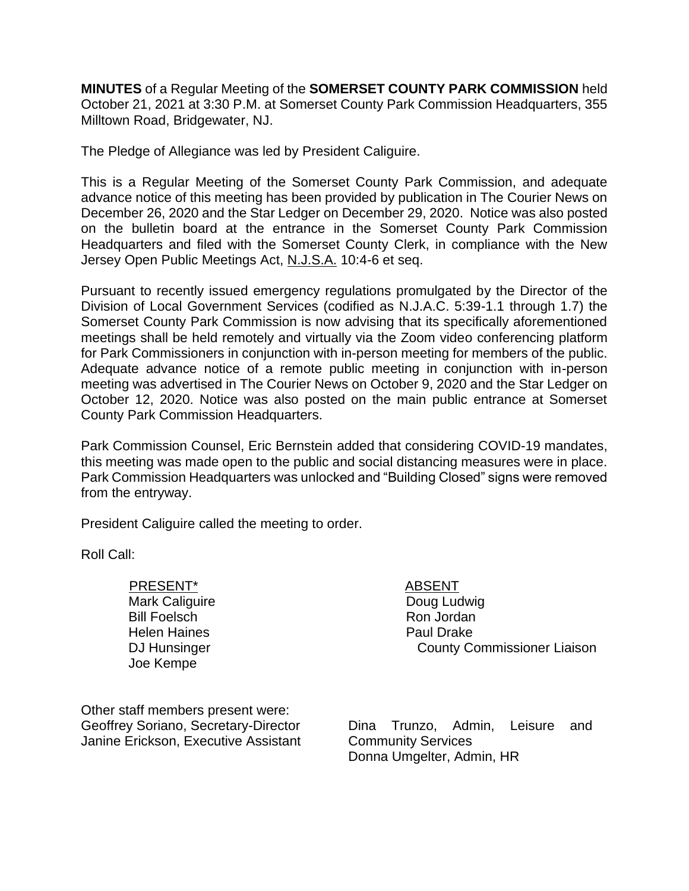**MINUTES** of a Regular Meeting of the **SOMERSET COUNTY PARK COMMISSION** held October 21, 2021 at 3:30 P.M. at Somerset County Park Commission Headquarters, 355 Milltown Road, Bridgewater, NJ.

The Pledge of Allegiance was led by President Caliguire.

This is a Regular Meeting of the Somerset County Park Commission, and adequate advance notice of this meeting has been provided by publication in The Courier News on December 26, 2020 and the Star Ledger on December 29, 2020. Notice was also posted on the bulletin board at the entrance in the Somerset County Park Commission Headquarters and filed with the Somerset County Clerk, in compliance with the New Jersey Open Public Meetings Act, N.J.S.A. 10:4-6 et seq.

Pursuant to recently issued emergency regulations promulgated by the Director of the Division of Local Government Services (codified as N.J.A.C. 5:39-1.1 through 1.7) the Somerset County Park Commission is now advising that its specifically aforementioned meetings shall be held remotely and virtually via the Zoom video conferencing platform for Park Commissioners in conjunction with in-person meeting for members of the public. Adequate advance notice of a remote public meeting in conjunction with in-person meeting was advertised in The Courier News on October 9, 2020 and the Star Ledger on October 12, 2020. Notice was also posted on the main public entrance at Somerset County Park Commission Headquarters.

Park Commission Counsel, Eric Bernstein added that considering COVID-19 mandates, this meeting was made open to the public and social distancing measures were in place. Park Commission Headquarters was unlocked and "Building Closed" signs were removed from the entryway.

President Caliguire called the meeting to order.

Roll Call:

| PRESENT* | ABSENT |
|---|---|
| Mark Caliguire | Doug Ludwig |
| Bill Foelsch | Ron Jordan |
| Helen Haines | Paul Drake |
| DJ Hunsinger | County Commissioner Liaison |
| Joe Kempe | |

Other staff members present were:

Geoffrey Soriano, Secretary-Director
Janine Erickson, Executive Assistant
Dina Trunzo, Admin, Leisure and Community Services
Donna Umgelter, Admin, HR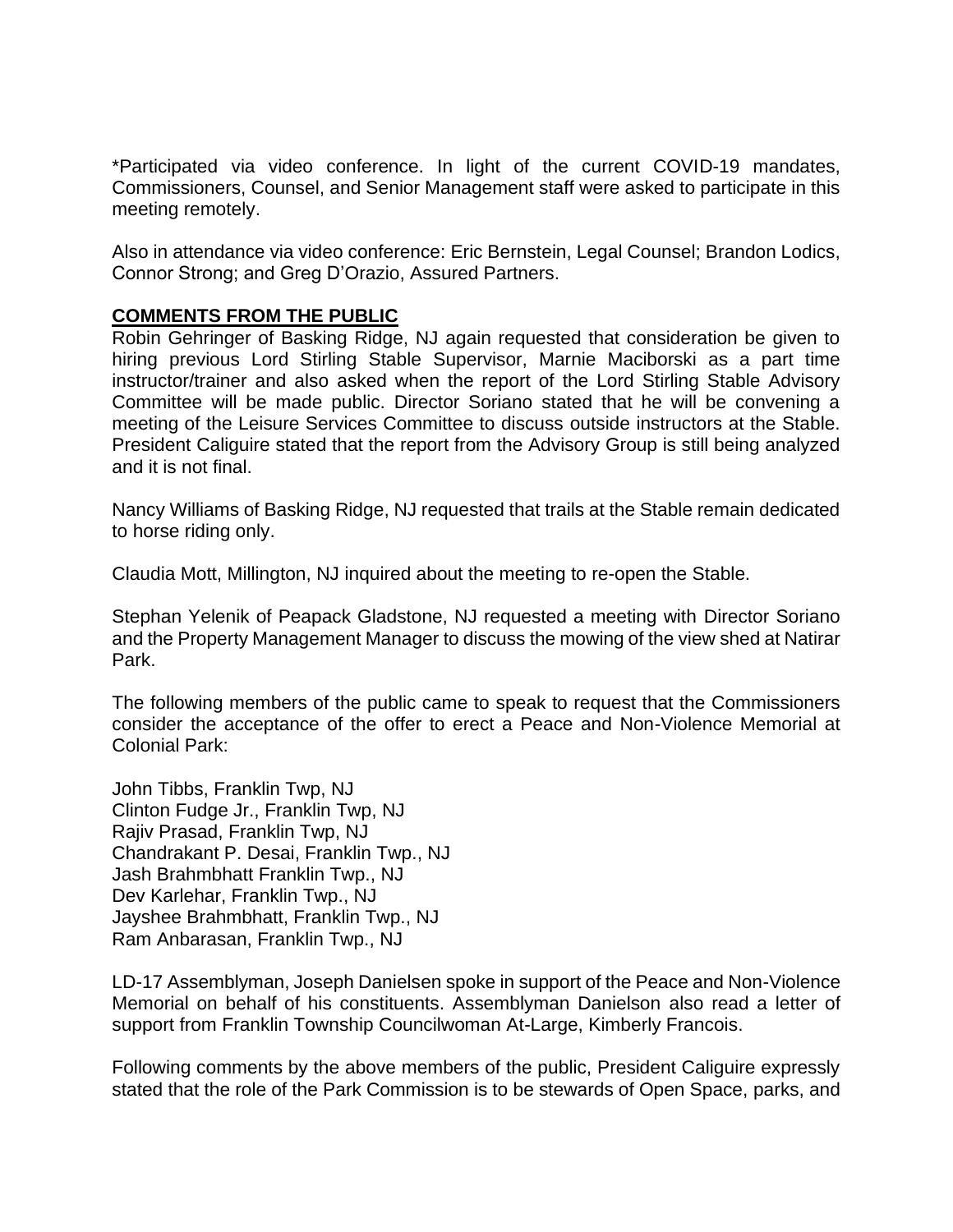*Participated via video conference. In light of the current COVID-19 mandates, Commissioners, Counsel, and Senior Management staff were asked to participate in this meeting remotely.

Also in attendance via video conference: Eric Bernstein, Legal Counsel; Brandon Lodics, Connor Strong; and Greg D'Orazio, Assured Partners.

## COMMENTS FROM THE PUBLIC

Robin Gehringer of Basking Ridge, NJ again requested that consideration be given to hiring previous Lord Stirling Stable Supervisor, Marnie Maciborski as a part time instructor/trainer and also asked when the report of the Lord Stirling Stable Advisory Committee will be made public. Director Soriano stated that he will be convening a meeting of the Leisure Services Committee to discuss outside instructors at the Stable. President Caliguire stated that the report from the Advisory Group is still being analyzed and it is not final.

Nancy Williams of Basking Ridge, NJ requested that trails at the Stable remain dedicated to horse riding only.

Claudia Mott, Millington, NJ inquired about the meeting to re-open the Stable.

Stephan Yelenik of Peapack Gladstone, NJ requested a meeting with Director Soriano and the Property Management Manager to discuss the mowing of the view shed at Natirar Park.

The following members of the public came to speak to request that the Commissioners consider the acceptance of the offer to erect a Peace and Non-Violence Memorial at Colonial Park:

John Tibbs, Franklin Twp, NJ
Clinton Fudge Jr., Franklin Twp, NJ
Rajiv Prasad, Franklin Twp, NJ
Chandrakant P. Desai, Franklin Twp., NJ
Jash Brahmbhatt Franklin Twp., NJ
Dev Karlehar, Franklin Twp., NJ
Jayshee Brahmbhatt, Franklin Twp., NJ
Ram Anbarasan, Franklin Twp., NJ

LD-17 Assemblyman, Joseph Danielsen spoke in support of the Peace and Non-Violence Memorial on behalf of his constituents. Assemblyman Danielson also read a letter of support from Franklin Township Councilwoman At-Large, Kimberly Francois.

Following comments by the above members of the public, President Caliguire expressly stated that the role of the Park Commission is to be stewards of Open Space, parks, and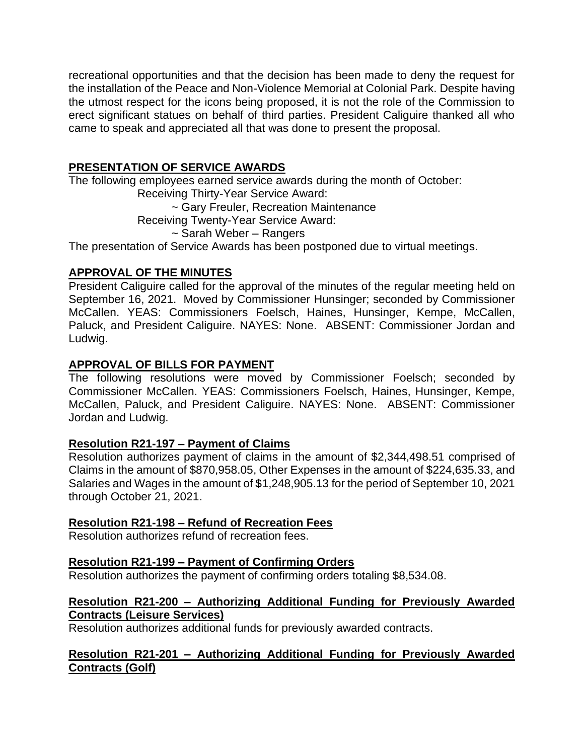recreational opportunities and that the decision has been made to deny the request for the installation of the Peace and Non-Violence Memorial at Colonial Park. Despite having the utmost respect for the icons being proposed, it is not the role of the Commission to erect significant statues on behalf of third parties. President Caliguire thanked all who came to speak and appreciated all that was done to present the proposal.

## PRESENTATION OF SERVICE AWARDS

The following employees earned service awards during the month of October:

Receiving Thirty-Year Service Award:

~ Gary Freuler, Recreation Maintenance

Receiving Twenty-Year Service Award:

~ Sarah Weber – Rangers

The presentation of Service Awards has been postponed due to virtual meetings.

## APPROVAL OF THE MINUTES

President Caliguire called for the approval of the minutes of the regular meeting held on September 16, 2021. Moved by Commissioner Hunsinger; seconded by Commissioner McCallen. YEAS: Commissioners Foelsch, Haines, Hunsinger, Kempe, McCallen, Paluck, and President Caliguire. NAYES: None. ABSENT: Commissioner Jordan and Ludwig.

## APPROVAL OF BILLS FOR PAYMENT

The following resolutions were moved by Commissioner Foelsch; seconded by Commissioner McCallen. YEAS: Commissioners Foelsch, Haines, Hunsinger, Kempe, McCallen, Paluck, and President Caliguire. NAYES: None. ABSENT: Commissioner Jordan and Ludwig.

### Resolution R21-197 – Payment of Claims

Resolution authorizes payment of claims in the amount of $2,344,498.51 comprised of Claims in the amount of $870,958.05, Other Expenses in the amount of $224,635.33, and Salaries and Wages in the amount of $1,248,905.13 for the period of September 10, 2021 through October 21, 2021.

### Resolution R21-198 – Refund of Recreation Fees

Resolution authorizes refund of recreation fees.

### Resolution R21-199 – Payment of Confirming Orders

Resolution authorizes the payment of confirming orders totaling $8,534.08.

### Resolution R21-200 – Authorizing Additional Funding for Previously Awarded Contracts (Leisure Services)

Resolution authorizes additional funds for previously awarded contracts.

### Resolution R21-201 – Authorizing Additional Funding for Previously Awarded Contracts (Golf)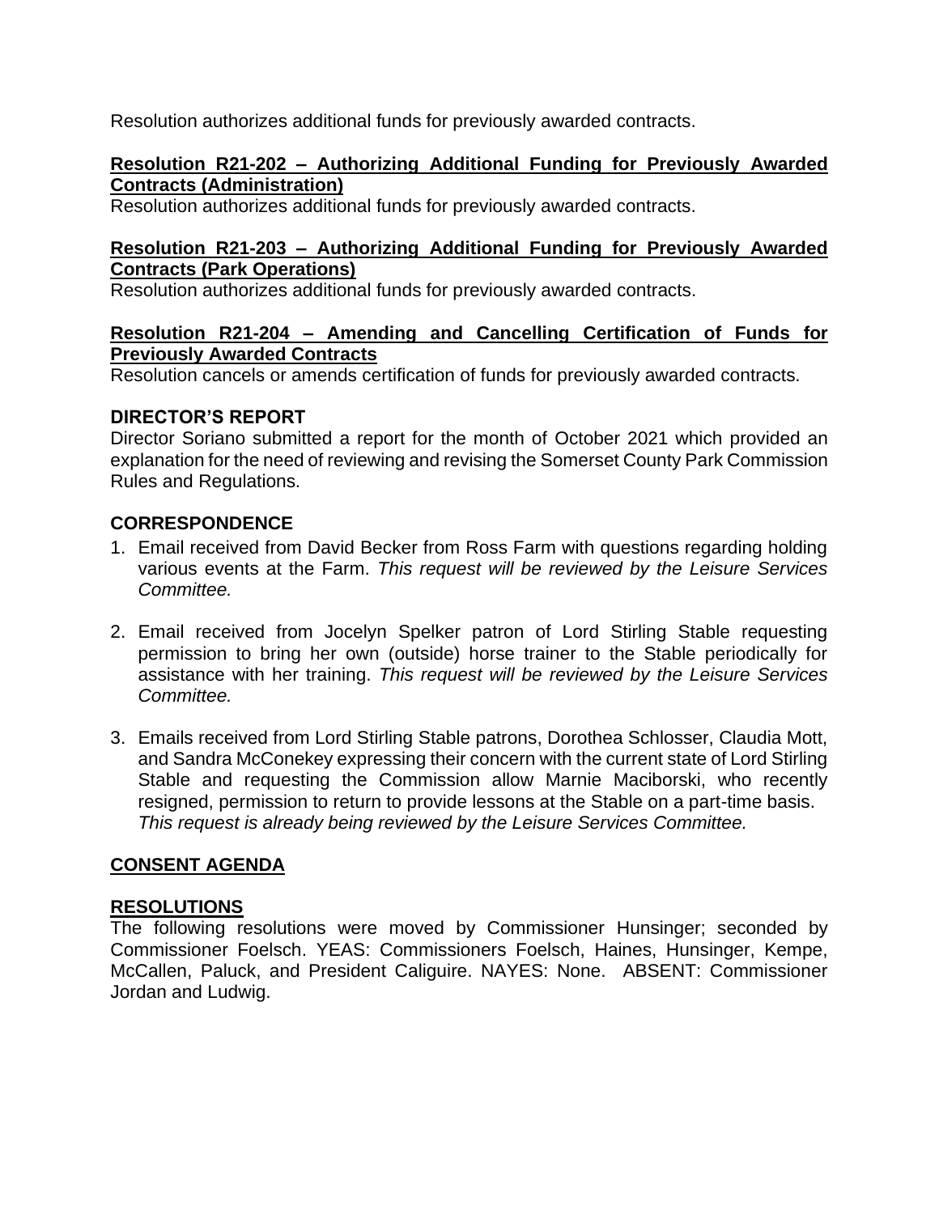Resolution authorizes additional funds for previously awarded contracts.

**Resolution R21-202 – Authorizing Additional Funding for Previously Awarded Contracts (Administration)**
Resolution authorizes additional funds for previously awarded contracts.

**Resolution R21-203 – Authorizing Additional Funding for Previously Awarded Contracts (Park Operations)**
Resolution authorizes additional funds for previously awarded contracts.

**Resolution R21-204 – Amending and Cancelling Certification of Funds for Previously Awarded Contracts**
Resolution cancels or amends certification of funds for previously awarded contracts.

**DIRECTOR'S REPORT**

Director Soriano submitted a report for the month of October 2021 which provided an explanation for the need of reviewing and revising the Somerset County Park Commission Rules and Regulations.

**CORRESPONDENCE**

1. Email received from David Becker from Ross Farm with questions regarding holding various events at the Farm. *This request will be reviewed by the Leisure Services Committee.*

2. Email received from Jocelyn Spelker patron of Lord Stirling Stable requesting permission to bring her own (outside) horse trainer to the Stable periodically for assistance with her training. *This request will be reviewed by the Leisure Services Committee.*

3. Emails received from Lord Stirling Stable patrons, Dorothea Schlosser, Claudia Mott, and Sandra McConekey expressing their concern with the current state of Lord Stirling Stable and requesting the Commission allow Marnie Maciborski, who recently resigned, permission to return to provide lessons at the Stable on a part-time basis. *This request is already being reviewed by the Leisure Services Committee.*

**CONSENT AGENDA**

**RESOLUTIONS**

The following resolutions were moved by Commissioner Hunsinger; seconded by Commissioner Foelsch. YEAS: Commissioners Foelsch, Haines, Hunsinger, Kempe, McCallen, Paluck, and President Caliguire. NAYES: None. ABSENT: Commissioner Jordan and Ludwig.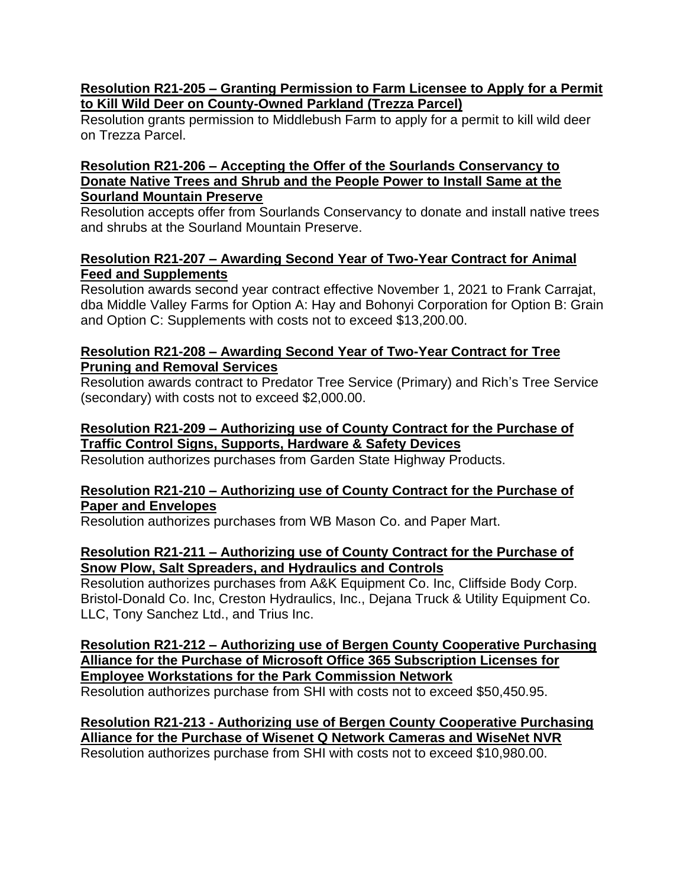**Resolution R21-205 – Granting Permission to Farm Licensee to Apply for a Permit to Kill Wild Deer on County-Owned Parkland (Trezza Parcel)**

Resolution grants permission to Middlebush Farm to apply for a permit to kill wild deer on Trezza Parcel.

**Resolution R21-206 – Accepting the Offer of the Sourlands Conservancy to Donate Native Trees and Shrub and the People Power to Install Same at the Sourland Mountain Preserve**

Resolution accepts offer from Sourlands Conservancy to donate and install native trees and shrubs at the Sourland Mountain Preserve.

**Resolution R21-207 – Awarding Second Year of Two-Year Contract for Animal Feed and Supplements**

Resolution awards second year contract effective November 1, 2021 to Frank Carrajat, dba Middle Valley Farms for Option A: Hay and Bohonyi Corporation for Option B: Grain and Option C: Supplements with costs not to exceed $13,200.00.

**Resolution R21-208 – Awarding Second Year of Two-Year Contract for Tree Pruning and Removal Services**

Resolution awards contract to Predator Tree Service (Primary) and Rich's Tree Service (secondary) with costs not to exceed $2,000.00.

**Resolution R21-209 – Authorizing use of County Contract for the Purchase of Traffic Control Signs, Supports, Hardware & Safety Devices**

Resolution authorizes purchases from Garden State Highway Products.

**Resolution R21-210 – Authorizing use of County Contract for the Purchase of Paper and Envelopes**

Resolution authorizes purchases from WB Mason Co. and Paper Mart.

**Resolution R21-211 – Authorizing use of County Contract for the Purchase of Snow Plow, Salt Spreaders, and Hydraulics and Controls**

Resolution authorizes purchases from A&K Equipment Co. Inc, Cliffside Body Corp. Bristol-Donald Co. Inc, Creston Hydraulics, Inc., Dejana Truck & Utility Equipment Co. LLC, Tony Sanchez Ltd., and Trius Inc.

**Resolution R21-212 – Authorizing use of Bergen County Cooperative Purchasing Alliance for the Purchase of Microsoft Office 365 Subscription Licenses for Employee Workstations for the Park Commission Network**

Resolution authorizes purchase from SHI with costs not to exceed $50,450.95.

**Resolution R21-213 - Authorizing use of Bergen County Cooperative Purchasing Alliance for the Purchase of Wisenet Q Network Cameras and WiseNet NVR**

Resolution authorizes purchase from SHI with costs not to exceed $10,980.00.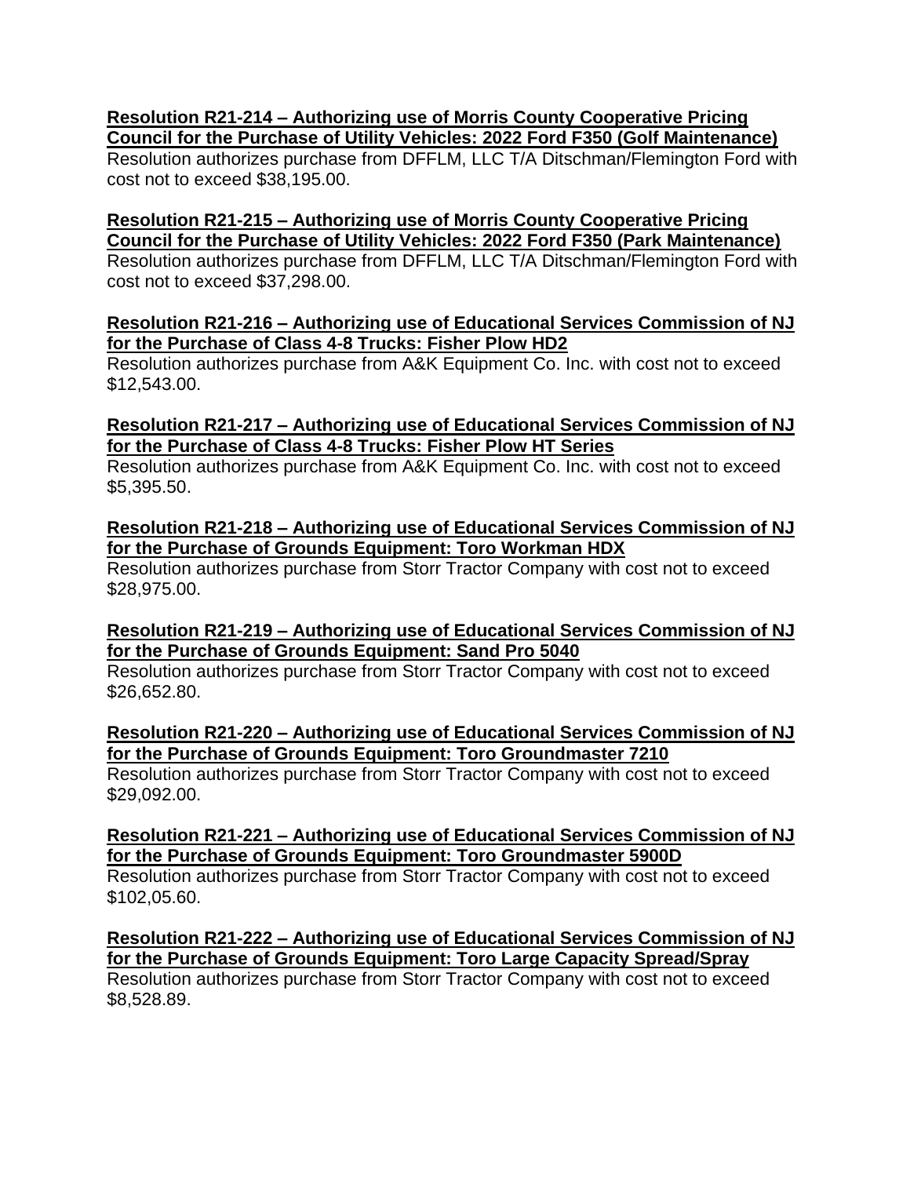**Resolution R21-214 – Authorizing use of Morris County Cooperative Pricing Council for the Purchase of Utility Vehicles: 2022 Ford F350 (Golf Maintenance)**
Resolution authorizes purchase from DFFLM, LLC T/A Ditschman/Flemington Ford with cost not to exceed $38,195.00.

**Resolution R21-215 – Authorizing use of Morris County Cooperative Pricing Council for the Purchase of Utility Vehicles: 2022 Ford F350 (Park Maintenance)**
Resolution authorizes purchase from DFFLM, LLC T/A Ditschman/Flemington Ford with cost not to exceed $37,298.00.

**Resolution R21-216 – Authorizing use of Educational Services Commission of NJ for the Purchase of Class 4-8 Trucks: Fisher Plow HD2**
Resolution authorizes purchase from A&K Equipment Co. Inc. with cost not to exceed $12,543.00.

**Resolution R21-217 – Authorizing use of Educational Services Commission of NJ for the Purchase of Class 4-8 Trucks: Fisher Plow HT Series**
Resolution authorizes purchase from A&K Equipment Co. Inc. with cost not to exceed $5,395.50.

**Resolution R21-218 – Authorizing use of Educational Services Commission of NJ for the Purchase of Grounds Equipment: Toro Workman HDX**
Resolution authorizes purchase from Storr Tractor Company with cost not to exceed $28,975.00.

**Resolution R21-219 – Authorizing use of Educational Services Commission of NJ for the Purchase of Grounds Equipment: Sand Pro 5040**
Resolution authorizes purchase from Storr Tractor Company with cost not to exceed $26,652.80.

**Resolution R21-220 – Authorizing use of Educational Services Commission of NJ for the Purchase of Grounds Equipment: Toro Groundmaster 7210**
Resolution authorizes purchase from Storr Tractor Company with cost not to exceed $29,092.00.

**Resolution R21-221 – Authorizing use of Educational Services Commission of NJ for the Purchase of Grounds Equipment: Toro Groundmaster 5900D**
Resolution authorizes purchase from Storr Tractor Company with cost not to exceed $102,05.60.

**Resolution R21-222 – Authorizing use of Educational Services Commission of NJ for the Purchase of Grounds Equipment: Toro Large Capacity Spread/Spray**
Resolution authorizes purchase from Storr Tractor Company with cost not to exceed $8,528.89.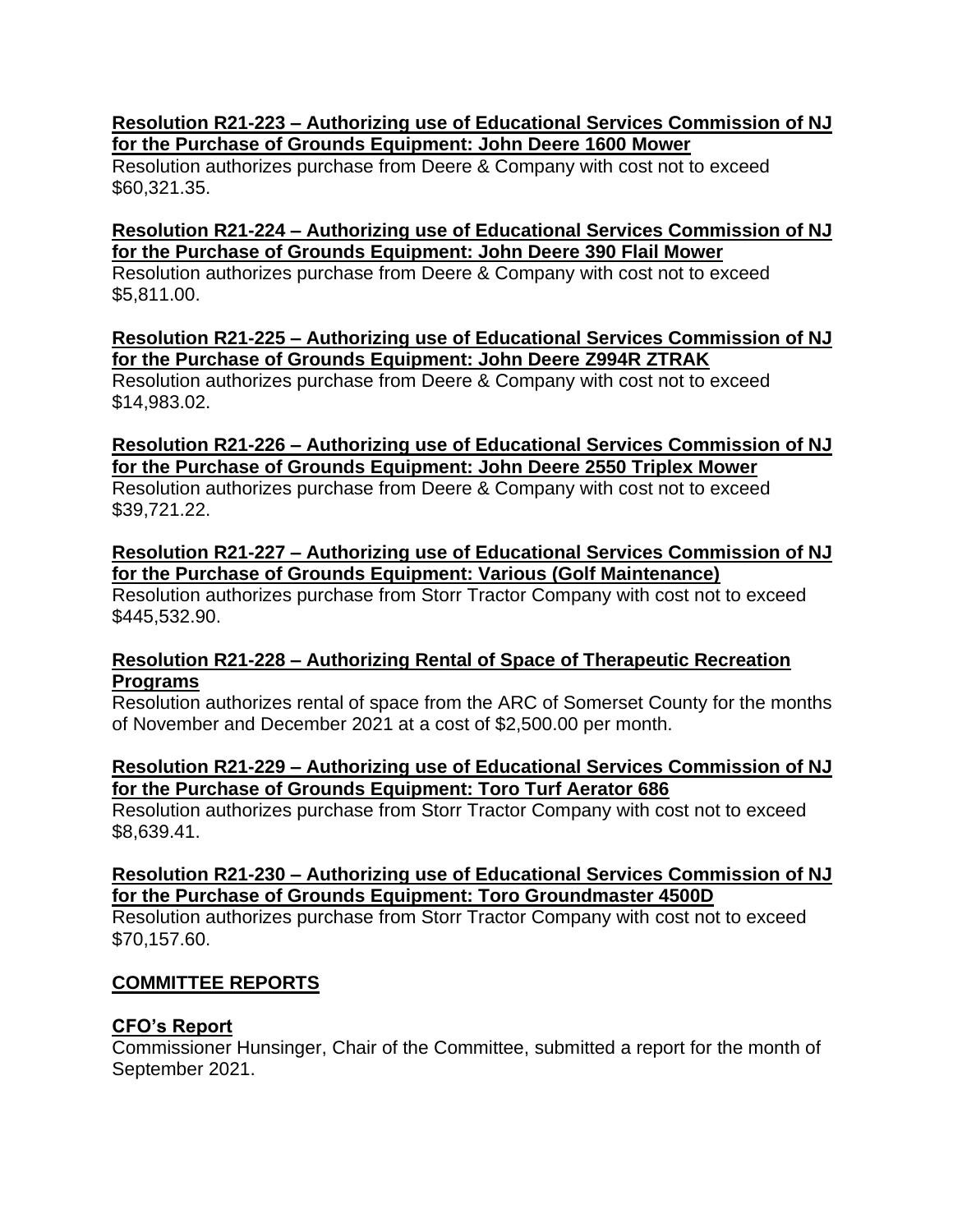**Resolution R21-223 – Authorizing use of Educational Services Commission of NJ for the Purchase of Grounds Equipment: John Deere 1600 Mower**

Resolution authorizes purchase from Deere & Company with cost not to exceed $60,321.35.

**Resolution R21-224 – Authorizing use of Educational Services Commission of NJ for the Purchase of Grounds Equipment: John Deere 390 Flail Mower**

Resolution authorizes purchase from Deere & Company with cost not to exceed $5,811.00.

**Resolution R21-225 – Authorizing use of Educational Services Commission of NJ for the Purchase of Grounds Equipment: John Deere Z994R ZTRAK**

Resolution authorizes purchase from Deere & Company with cost not to exceed $14,983.02.

**Resolution R21-226 – Authorizing use of Educational Services Commission of NJ for the Purchase of Grounds Equipment: John Deere 2550 Triplex Mower**

Resolution authorizes purchase from Deere & Company with cost not to exceed $39,721.22.

**Resolution R21-227 – Authorizing use of Educational Services Commission of NJ for the Purchase of Grounds Equipment: Various (Golf Maintenance)**

Resolution authorizes purchase from Storr Tractor Company with cost not to exceed $445,532.90.

**Resolution R21-228 – Authorizing Rental of Space of Therapeutic Recreation Programs**

Resolution authorizes rental of space from the ARC of Somerset County for the months of November and December 2021 at a cost of $2,500.00 per month.

**Resolution R21-229 – Authorizing use of Educational Services Commission of NJ for the Purchase of Grounds Equipment: Toro Turf Aerator 686**

Resolution authorizes purchase from Storr Tractor Company with cost not to exceed $8,639.41.

**Resolution R21-230 – Authorizing use of Educational Services Commission of NJ for the Purchase of Grounds Equipment: Toro Groundmaster 4500D**

Resolution authorizes purchase from Storr Tractor Company with cost not to exceed $70,157.60.

## COMMITTEE REPORTS

### CFO's Report

Commissioner Hunsinger, Chair of the Committee, submitted a report for the month of September 2021.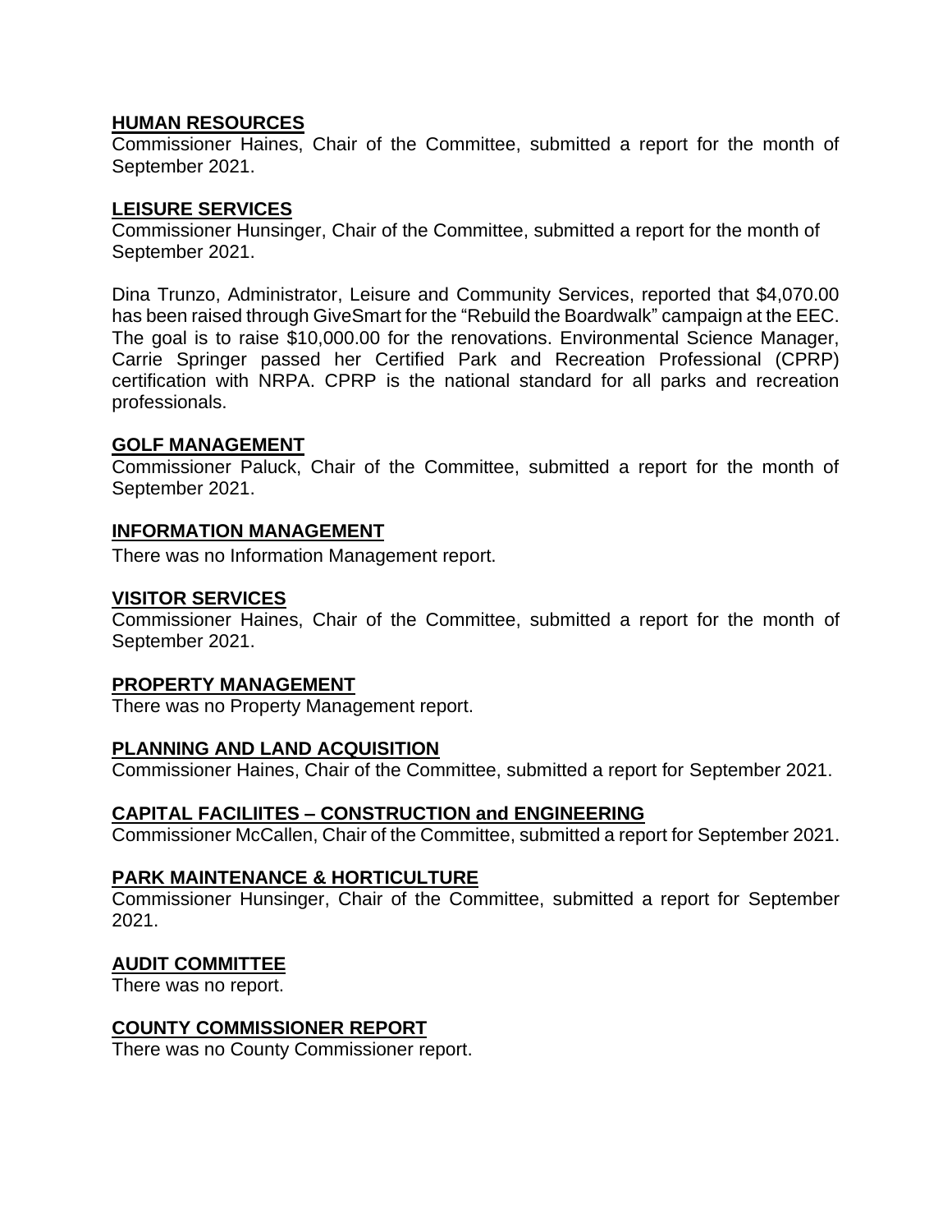**HUMAN RESOURCES**

Commissioner Haines, Chair of the Committee, submitted a report for the month of September 2021.

**LEISURE SERVICES**

Commissioner Hunsinger, Chair of the Committee, submitted a report for the month of September 2021.

Dina Trunzo, Administrator, Leisure and Community Services, reported that $4,070.00 has been raised through GiveSmart for the "Rebuild the Boardwalk" campaign at the EEC. The goal is to raise $10,000.00 for the renovations. Environmental Science Manager, Carrie Springer passed her Certified Park and Recreation Professional (CPRP) certification with NRPA. CPRP is the national standard for all parks and recreation professionals.

**GOLF MANAGEMENT**

Commissioner Paluck, Chair of the Committee, submitted a report for the month of September 2021.

**INFORMATION MANAGEMENT**

There was no Information Management report.

**VISITOR SERVICES**

Commissioner Haines, Chair of the Committee, submitted a report for the month of September 2021.

**PROPERTY MANAGEMENT**

There was no Property Management report.

**PLANNING AND LAND ACQUISITION**

Commissioner Haines, Chair of the Committee, submitted a report for September 2021.

**CAPITAL FACILIITES – CONSTRUCTION and ENGINEERING**

Commissioner McCallen, Chair of the Committee, submitted a report for September 2021.

**PARK MAINTENANCE & HORTICULTURE**

Commissioner Hunsinger, Chair of the Committee, submitted a report for September 2021.

**AUDIT COMMITTEE**

There was no report.

**COUNTY COMMISSIONER REPORT**

There was no County Commissioner report.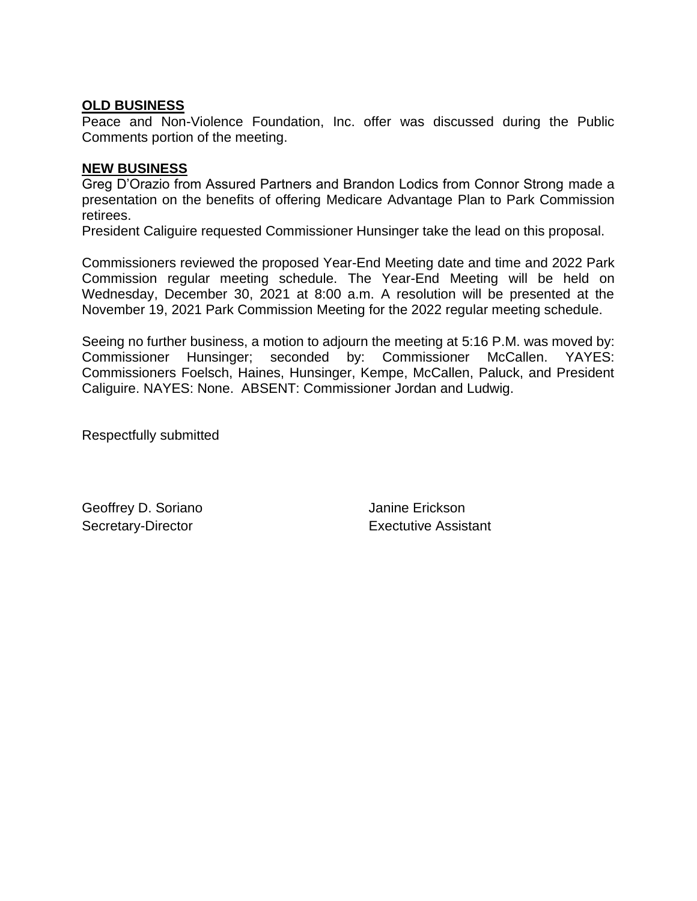**OLD BUSINESS**

Peace and Non-Violence Foundation, Inc. offer was discussed during the Public Comments portion of the meeting.

**NEW BUSINESS**

Greg D'Orazio from Assured Partners and Brandon Lodics from Connor Strong made a presentation on the benefits of offering Medicare Advantage Plan to Park Commission retirees.

President Caliguire requested Commissioner Hunsinger take the lead on this proposal.

Commissioners reviewed the proposed Year-End Meeting date and time and 2022 Park Commission regular meeting schedule. The Year-End Meeting will be held on Wednesday, December 30, 2021 at 8:00 a.m. A resolution will be presented at the November 19, 2021 Park Commission Meeting for the 2022 regular meeting schedule.

Seeing no further business, a motion to adjourn the meeting at 5:16 P.M. was moved by: Commissioner Hunsinger; seconded by: Commissioner McCallen. YAYES: Commissioners Foelsch, Haines, Hunsinger, Kempe, McCallen, Paluck, and President Caliguire. NAYES: None. ABSENT: Commissioner Jordan and Ludwig.

Respectfully submitted

| | |
|---|---|
| Geoffrey D. Soriano | Janine Erickson |
| Secretary-Director | Exectutive Assistant |